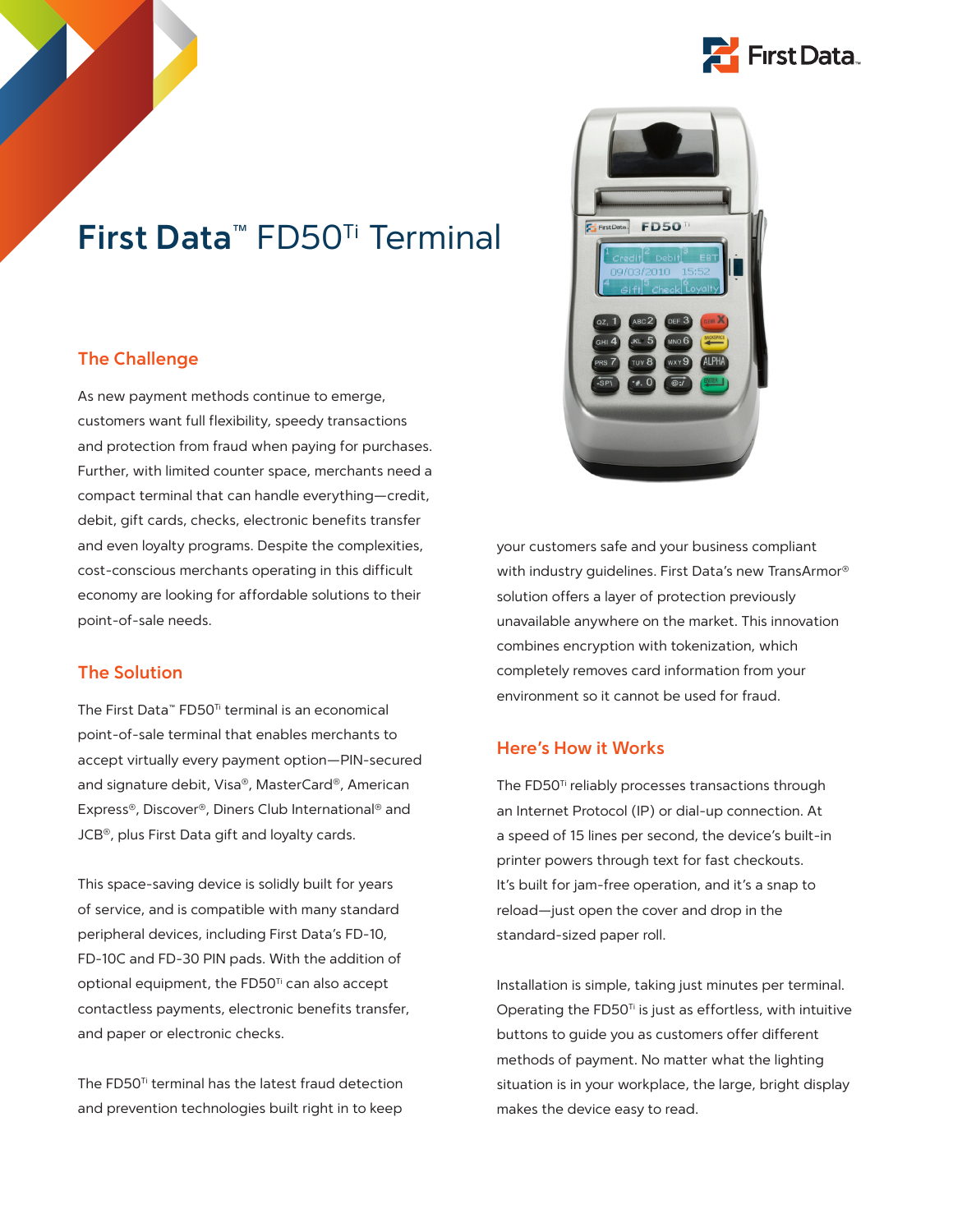# First Data™ FD50™ Terminal

## The Challenge

As new payment methods continue to emerge, customers want full flexibility, speedy transactions and protection from fraud when paying for purchases. Further, with limited counter space, merchants need a compact terminal that can handle everything—credit, debit, gift cards, checks, electronic benefits transfer and even loyalty programs. Despite the complexities, cost-conscious merchants operating in this difficult economy are looking for affordable solutions to their point-of-sale needs.

## The Solution

The First Data™ FD50™ terminal is an economical point-of-sale terminal that enables merchants to accept virtually every payment option—PIN-secured and signature debit, Visa®, MasterCard®, American Express®, Discover®, Diners Club International® and JCB®, plus First Data gift and loyalty cards.

This space-saving device is solidly built for years of service, and is compatible with many standard peripheral devices, including First Data's FD-10, FD-10C and FD-30 PIN pads. With the addition of optional equipment, the FD50™ can also accept contactless payments, electronic benefits transfer, and paper or electronic checks.

The FD50™ terminal has the latest fraud detection and prevention technologies built right in to keep your customers safe and your business compliant with industry guidelines. First Data's new TransArmor® solution offers a layer of protection previously unavailable anywhere on the market. This innovation combines encryption with tokenization, which completely removes card information from your environment so it cannot be used for fraud.

## Here's How it Works

The FD50™ reliably processes transactions through an Internet Protocol (IP) or dial-up connection. At a speed of 15 lines per second, the device's built-in printer powers through text for fast checkouts. It's built for jam-free operation, and it's a snap to reload—just open the cover and drop in the standard-sized paper roll.

Installation is simple, taking just minutes per terminal. Operating the FD50™ is just as effortless, with intuitive buttons to guide you as customers offer different methods of payment. No matter what the lighting situation is in your workplace, the large, bright display makes the device easy to read.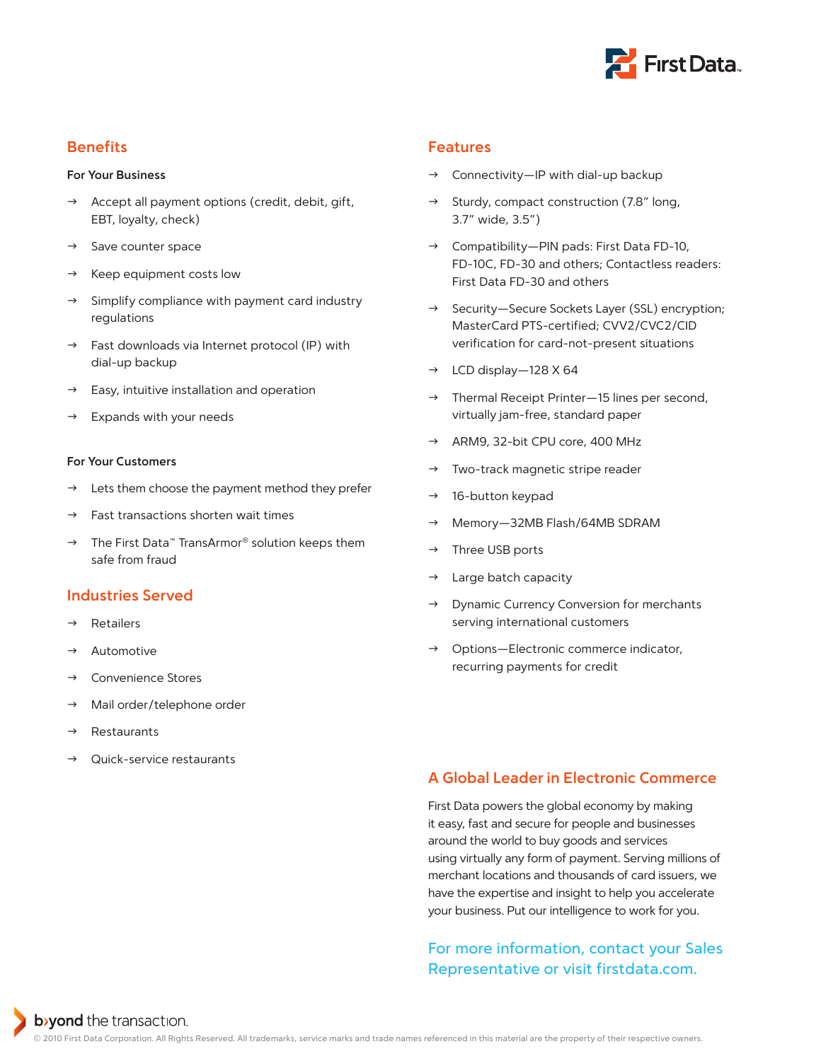## Benefits

### For Your Business

- Accept all payment options (credit, debit, gift, EBT, loyalty, check)
- Save counter space
- Keep equipment costs low
- Simplify compliance with payment card industry regulations
- Fast downloads via Internet protocol (IP) with dial-up backup
- Easy, intuitive installation and operation
- Expands with your needs

### For Your Customers

- Lets them choose the payment method they prefer
- Fast transactions shorten wait times
- The First Data™ TransArmor® solution keeps them safe from fraud

## Industries Served

- Retailers
- Automotive
- Convenience Stores
- Mail order/telephone order
- Restaurants
- Quick-service restaurants

## Features

- Connectivity—IP with dial-up backup
- Sturdy, compact construction (7.8" long, 3.7" wide, 3.5")
- Compatibility—PIN pads: First Data FD-10, FD-10C, FD-30 and others; Contactless readers: First Data FD-30 and others
- Security—Secure Sockets Layer (SSL) encryption; MasterCard PTS-certified; CVV2/CVC2/CID verification for card-not-present situations
- LCD display—128 X 64
- Thermal Receipt Printer—15 lines per second, virtually jam-free, standard paper
- ARM9, 32-bit CPU core, 400 MHz
- Two-track magnetic stripe reader
- 16-button keypad
- Memory—32MB Flash/64MB SDRAM
- Three USB ports
- Large batch capacity
- Dynamic Currency Conversion for merchants serving international customers
- Options—Electronic commerce indicator, recurring payments for credit

## A Global Leader in Electronic Commerce

First Data powers the global economy by making it easy, fast and secure for people and businesses around the world to buy goods and services using virtually any form of payment. Serving millions of merchant locations and thousands of card issuers, we have the expertise and insight to help you accelerate your business. Put our intelligence to work for you.

For more information, contact your Sales Representative or visit firstdata.com.

b›yond the transaction.

© 2010 First Data Corporation. All Rights Reserved. All trademarks, service marks and trade names referenced in this material are the property of their respective owners.